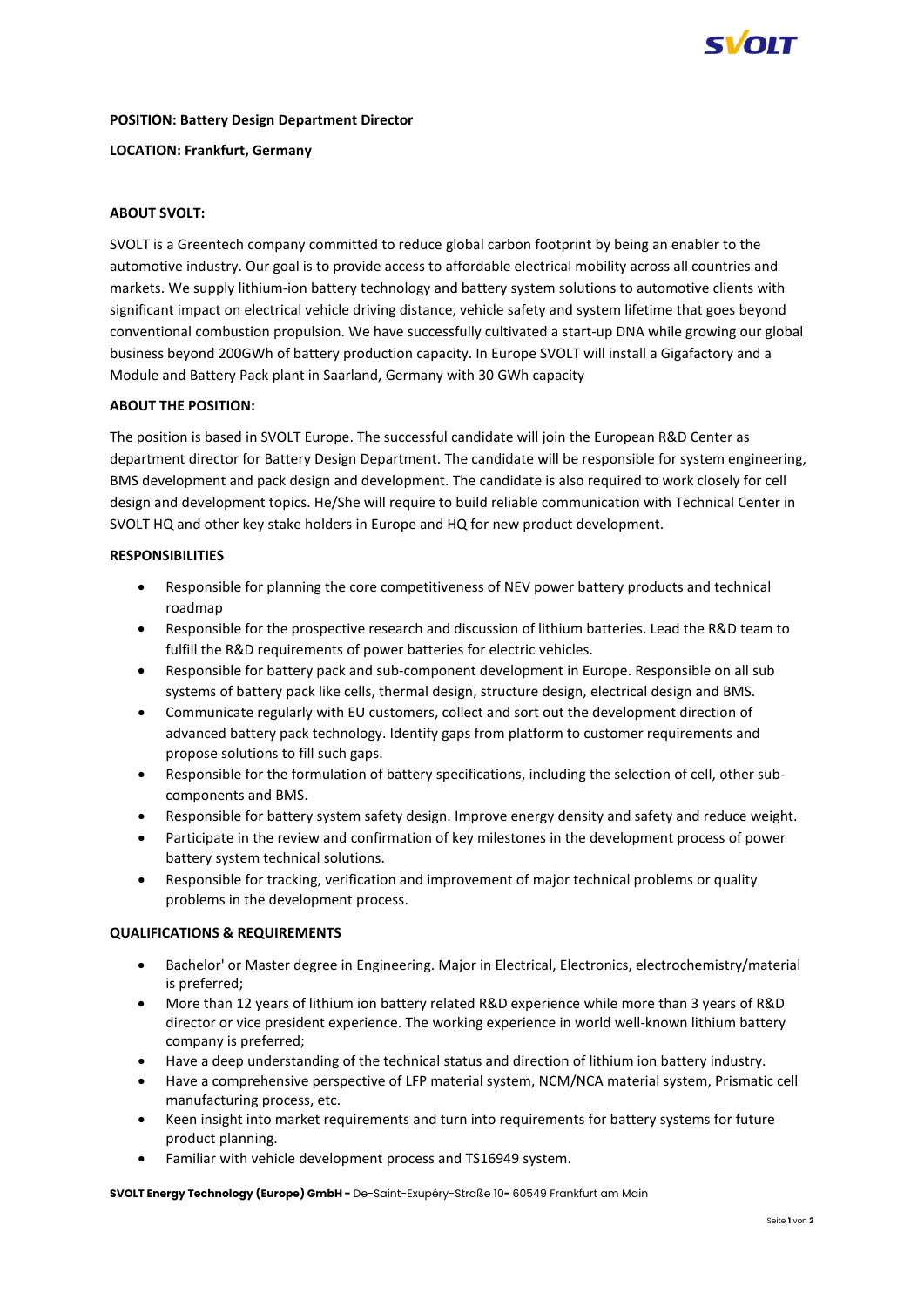**POSITION: Battery Design Department Director**

**LOCATION: Frankfurt, Germany**

**ABOUT SVOLT:**

SVOLT is a Greentech company committed to reduce global carbon footprint by being an enabler to the automotive industry. Our goal is to provide access to affordable electrical mobility across all countries and markets. We supply lithium-ion battery technology and battery system solutions to automotive clients with significant impact on electrical vehicle driving distance, vehicle safety and system lifetime that goes beyond conventional combustion propulsion. We have successfully cultivated a start-up DNA while growing our global business beyond 200GWh of battery production capacity. In Europe SVOLT will install a Gigafactory and a Module and Battery Pack plant in Saarland, Germany with 30 GWh capacity

**ABOUT THE POSITION:**

The position is based in SVOLT Europe. The successful candidate will join the European R&D Center as department director for Battery Design Department. The candidate will be responsible for system engineering, BMS development and pack design and development. The candidate is also required to work closely for cell design and development topics. He/She will require to build reliable communication with Technical Center in SVOLT HQ and other key stake holders in Europe and HQ for new product development.

**RESPONSIBILITIES**

- Responsible for planning the core competitiveness of NEV power battery products and technical roadmap
- Responsible for the prospective research and discussion of lithium batteries. Lead the R&D team to fulfill the R&D requirements of power batteries for electric vehicles.
- Responsible for battery pack and sub-component development in Europe. Responsible on all sub systems of battery pack like cells, thermal design, structure design, electrical design and BMS.
- Communicate regularly with EU customers, collect and sort out the development direction of advanced battery pack technology. Identify gaps from platform to customer requirements and propose solutions to fill such gaps.
- Responsible for the formulation of battery specifications, including the selection of cell, other sub-components and BMS.
- Responsible for battery system safety design. Improve energy density and safety and reduce weight.
- Participate in the review and confirmation of key milestones in the development process of power battery system technical solutions.
- Responsible for tracking, verification and improvement of major technical problems or quality problems in the development process.

**QUALIFICATIONS & REQUIREMENTS**

- Bachelor' or Master degree in Engineering. Major in Electrical, Electronics, electrochemistry/material is preferred;
- More than 12 years of lithium ion battery related R&D experience while more than 3 years of R&D director or vice president experience. The working experience in world well-known lithium battery company is preferred;
- Have a deep understanding of the technical status and direction of lithium ion battery industry.
- Have a comprehensive perspective of LFP material system, NCM/NCA material system, Prismatic cell manufacturing process, etc.
- Keen insight into market requirements and turn into requirements for battery systems for future product planning.
- Familiar with vehicle development process and TS16949 system.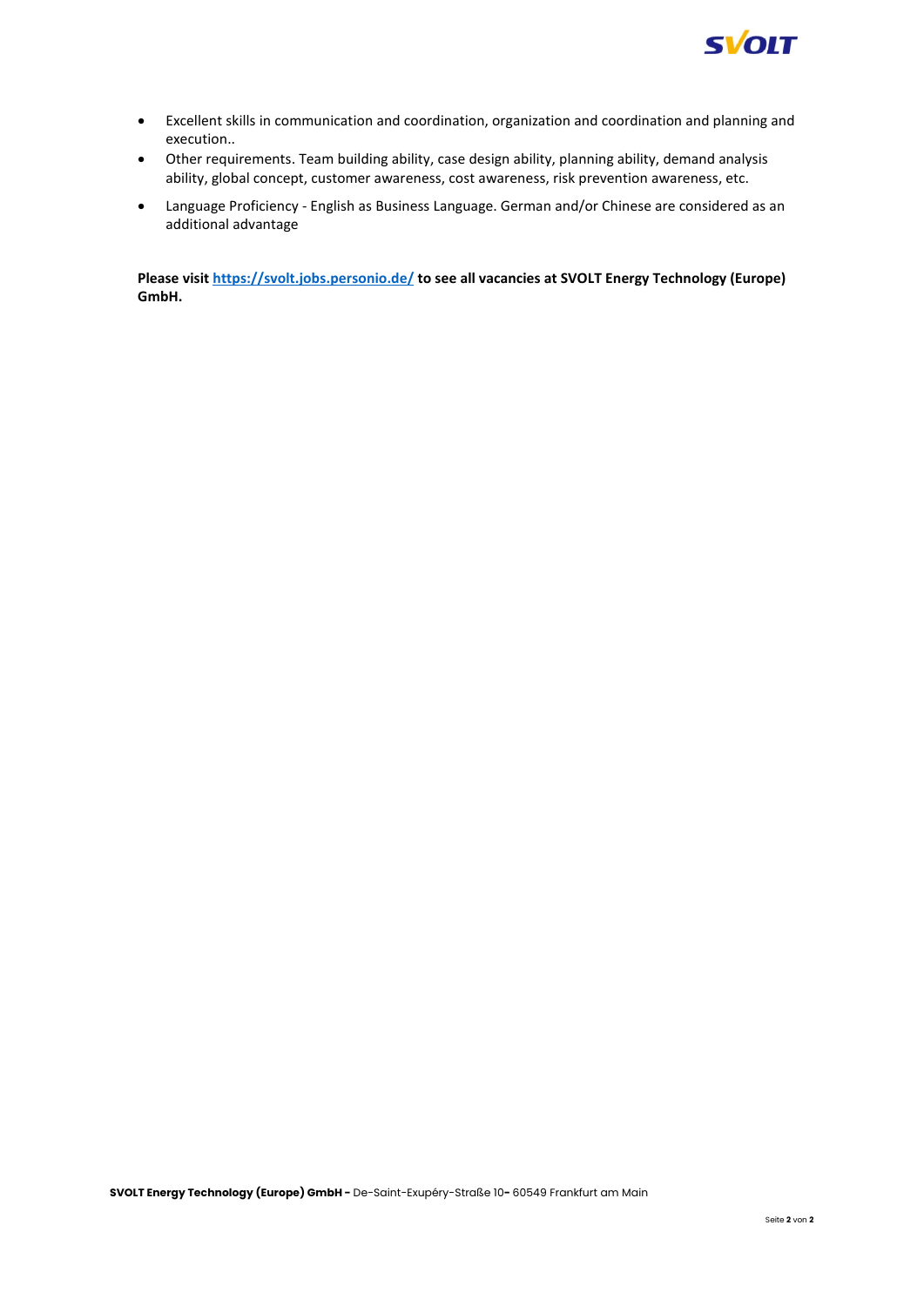- Excellent skills in communication and coordination, organization and coordination and planning and execution..
- Other requirements. Team building ability, case design ability, planning ability, demand analysis ability, global concept, customer awareness, cost awareness, risk prevention awareness, etc.
- Language Proficiency - English as Business Language. German and/or Chinese are considered as an additional advantage

**Please visit [https://svolt.jobs.personio.de/](https://svolt.jobs.personio.de/) to see all vacancies at SVOLT Energy Technology (Europe) GmbH.**

**SVOLT Energy Technology (Europe) GmbH -** De-Saint-Exupéry-Straße 10**-** 60549 Frankfurt am Main